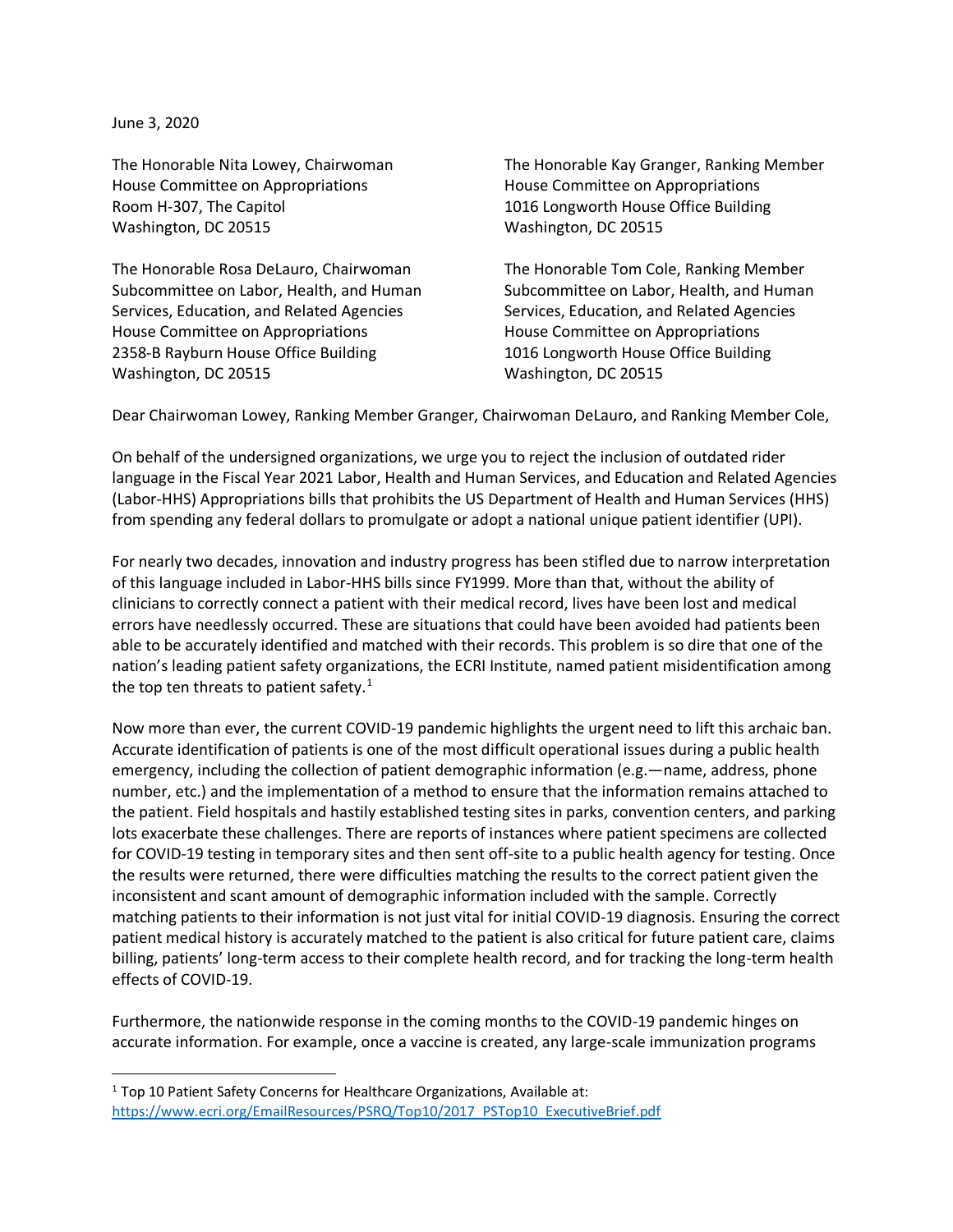June 3, 2020

The Honorable Nita Lowey, Chairwoman
House Committee on Appropriations
Room H-307, The Capitol
Washington, DC 20515

The Honorable Kay Granger, Ranking Member
House Committee on Appropriations
1016 Longworth House Office Building
Washington, DC 20515

The Honorable Rosa DeLauro, Chairwoman
Subcommittee on Labor, Health, and Human Services, Education, and Related Agencies
House Committee on Appropriations
2358-B Rayburn House Office Building
Washington, DC 20515

The Honorable Tom Cole, Ranking Member
Subcommittee on Labor, Health, and Human Services, Education, and Related Agencies
House Committee on Appropriations
1016 Longworth House Office Building
Washington, DC 20515

Dear Chairwoman Lowey, Ranking Member Granger, Chairwoman DeLauro, and Ranking Member Cole,

On behalf of the undersigned organizations, we urge you to reject the inclusion of outdated rider language in the Fiscal Year 2021 Labor, Health and Human Services, and Education and Related Agencies (Labor-HHS) Appropriations bills that prohibits the US Department of Health and Human Services (HHS) from spending any federal dollars to promulgate or adopt a national unique patient identifier (UPI).

For nearly two decades, innovation and industry progress has been stifled due to narrow interpretation of this language included in Labor-HHS bills since FY1999. More than that, without the ability of clinicians to correctly connect a patient with their medical record, lives have been lost and medical errors have needlessly occurred. These are situations that could have been avoided had patients been able to be accurately identified and matched with their records. This problem is so dire that one of the nation's leading patient safety organizations, the ECRI Institute, named patient misidentification among the top ten threats to patient safety.[1]

Now more than ever, the current COVID-19 pandemic highlights the urgent need to lift this archaic ban. Accurate identification of patients is one of the most difficult operational issues during a public health emergency, including the collection of patient demographic information (e.g.—name, address, phone number, etc.) and the implementation of a method to ensure that the information remains attached to the patient. Field hospitals and hastily established testing sites in parks, convention centers, and parking lots exacerbate these challenges. There are reports of instances where patient specimens are collected for COVID-19 testing in temporary sites and then sent off-site to a public health agency for testing. Once the results were returned, there were difficulties matching the results to the correct patient given the inconsistent and scant amount of demographic information included with the sample. Correctly matching patients to their information is not just vital for initial COVID-19 diagnosis. Ensuring the correct patient medical history is accurately matched to the patient is also critical for future patient care, claims billing, patients' long-term access to their complete health record, and for tracking the long-term health effects of COVID-19.

Furthermore, the nationwide response in the coming months to the COVID-19 pandemic hinges on accurate information. For example, once a vaccine is created, any large-scale immunization programs

[1] Top 10 Patient Safety Concerns for Healthcare Organizations, Available at: https://www.ecri.org/EmailResources/PSRQ/Top10/2017_PSTop10_ExecutiveBrief.pdf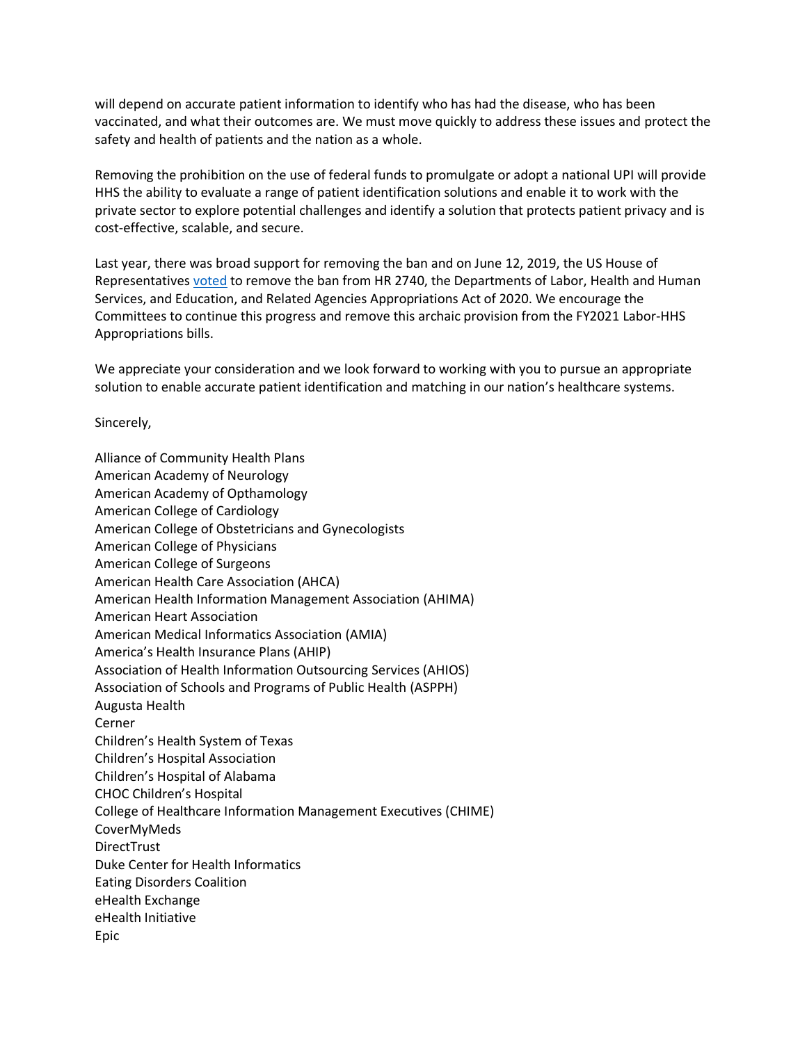will depend on accurate patient information to identify who has had the disease, who has been vaccinated, and what their outcomes are. We must move quickly to address these issues and protect the safety and health of patients and the nation as a whole.

Removing the prohibition on the use of federal funds to promulgate or adopt a national UPI will provide HHS the ability to evaluate a range of patient identification solutions and enable it to work with the private sector to explore potential challenges and identify a solution that protects patient privacy and is cost-effective, scalable, and secure.

Last year, there was broad support for removing the ban and on June 12, 2019, the US House of Representatives voted to remove the ban from HR 2740, the Departments of Labor, Health and Human Services, and Education, and Related Agencies Appropriations Act of 2020. We encourage the Committees to continue this progress and remove this archaic provision from the FY2021 Labor-HHS Appropriations bills.

We appreciate your consideration and we look forward to working with you to pursue an appropriate solution to enable accurate patient identification and matching in our nation's healthcare systems.

Sincerely,

Alliance of Community Health Plans
American Academy of Neurology
American Academy of Opthamology
American College of Cardiology
American College of Obstetricians and Gynecologists
American College of Physicians
American College of Surgeons
American Health Care Association (AHCA)
American Health Information Management Association (AHIMA)
American Heart Association
American Medical Informatics Association (AMIA)
America's Health Insurance Plans (AHIP)
Association of Health Information Outsourcing Services (AHIOS)
Association of Schools and Programs of Public Health (ASPPH)
Augusta Health
Cerner
Children's Health System of Texas
Children's Hospital Association
Children's Hospital of Alabama
CHOC Children's Hospital
College of Healthcare Information Management Executives (CHIME)
CoverMyMeds
DirectTrust
Duke Center for Health Informatics
Eating Disorders Coalition
eHealth Exchange
eHealth Initiative
Epic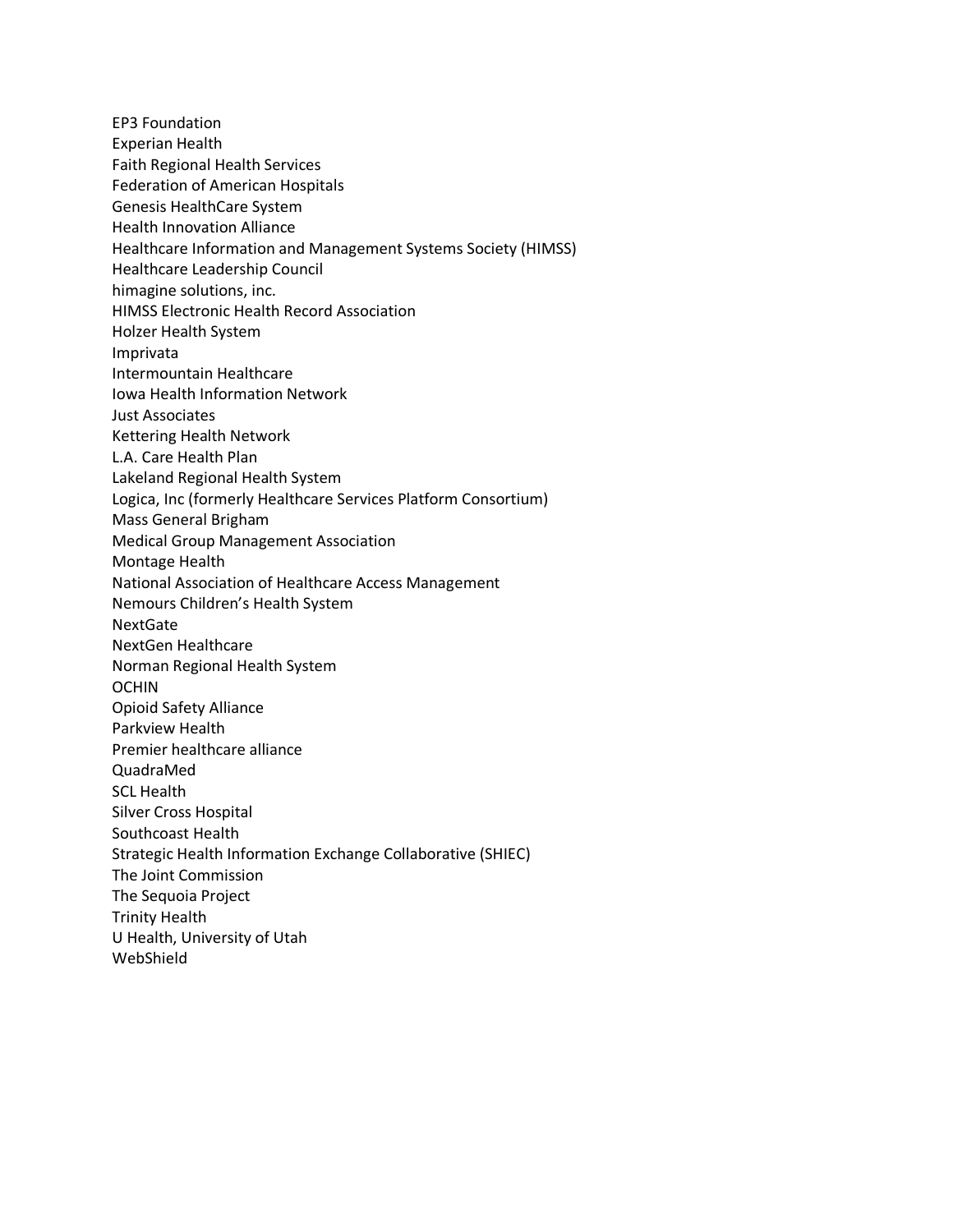EP3 Foundation
Experian Health
Faith Regional Health Services
Federation of American Hospitals
Genesis HealthCare System
Health Innovation Alliance
Healthcare Information and Management Systems Society (HIMSS)
Healthcare Leadership Council
himagine solutions, inc.
HIMSS Electronic Health Record Association
Holzer Health System
Imprivata
Intermountain Healthcare
Iowa Health Information Network
Just Associates
Kettering Health Network
L.A. Care Health Plan
Lakeland Regional Health System
Logica, Inc (formerly Healthcare Services Platform Consortium)
Mass General Brigham
Medical Group Management Association
Montage Health
National Association of Healthcare Access Management
Nemours Children's Health System
NextGate
NextGen Healthcare
Norman Regional Health System
OCHIN
Opioid Safety Alliance
Parkview Health
Premier healthcare alliance
QuadraMed
SCL Health
Silver Cross Hospital
Southcoast Health
Strategic Health Information Exchange Collaborative (SHIEC)
The Joint Commission
The Sequoia Project
Trinity Health
U Health, University of Utah
WebShield